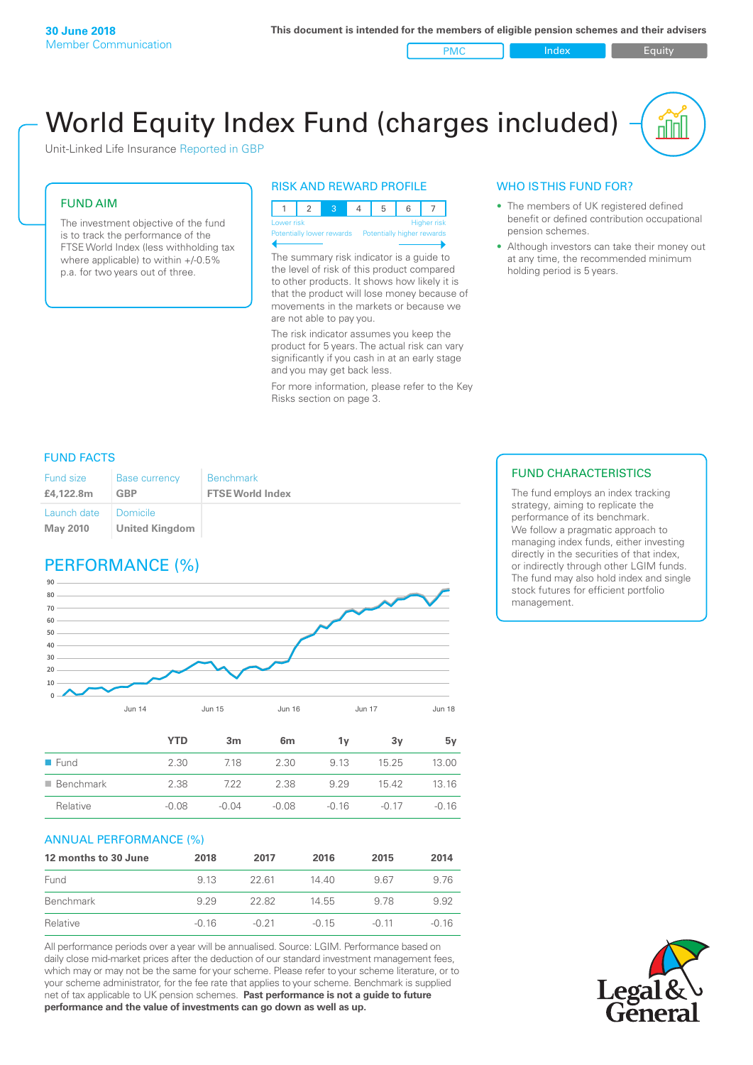**30 June 2018**
Member Communication

**This document is intended for the members of eligible pension schemes and their advisers**

PMC | Index | Equity

# World Equity Index Fund (charges included)

Unit-Linked Life Insurance Reported in GBP

## FUND AIM

The investment objective of the fund is to track the performance of the FTSE World Index (less withholding tax where applicable) to within +/-0.5% p.a. for two years out of three.

## RISK AND REWARD PROFILE

| 1 | 2 | 3 | 4 | 5 | 6 | 7 |
|---|---|---|---|---|---|---|

Lower risk — Higher risk
Potentially lower rewards — Potentially higher rewards

The summary risk indicator is a guide to the level of risk of this product compared to other products. It shows how likely it is that the product will lose money because of movements in the markets or because we are not able to pay you.

The risk indicator assumes you keep the product for 5 years. The actual risk can vary significantly if you cash in at an early stage and you may get back less.

For more information, please refer to the Key Risks section on page 3.

## WHO IS THIS FUND FOR?

- The members of UK registered defined benefit or defined contribution occupational pension schemes.
- Although investors can take their money out at any time, the recommended minimum holding period is 5 years.

## FUND FACTS

| Fund size | Base currency | Benchmark |
|---|---|---|
| **£4,122.8m** | **GBP** | **FTSE World Index** |
| Launch date | Domicile | |
| **May 2010** | **United Kingdom** | |

## FUND CHARACTERISTICS

The fund employs an index tracking strategy, aiming to replicate the performance of its benchmark. We follow a pragmatic approach to managing index funds, either investing directly in the securities of that index, or indirectly through other LGIM funds. The fund may also hold index and single stock futures for efficient portfolio management.

## PERFORMANCE (%)

| | YTD | 3m | 6m | 1y | 3y | 5y |
|---|---|---|---|---|---|---|
| Fund | 2.30 | 7.18 | 2.30 | 9.13 | 15.25 | 13.00 |
| Benchmark | 2.38 | 7.22 | 2.38 | 9.29 | 15.42 | 13.16 |
| Relative | -0.08 | -0.04 | -0.08 | -0.16 | -0.17 | -0.16 |

## ANNUAL PERFORMANCE (%)

| 12 months to 30 June | 2018 | 2017 | 2016 | 2015 | 2014 |
|---|---|---|---|---|---|
| Fund | 9.13 | 22.61 | 14.40 | 9.67 | 9.76 |
| Benchmark | 9.29 | 22.82 | 14.55 | 9.78 | 9.92 |
| Relative | -0.16 | -0.21 | -0.15 | -0.11 | -0.16 |

All performance periods over a year will be annualised. Source: LGIM. Performance based on daily close mid-market prices after the deduction of our standard investment management fees, which may or may not be the same for your scheme. Please refer to your scheme literature, or to your scheme administrator, for the fee rate that applies to your scheme. Benchmark is supplied net of tax applicable to UK pension schemes. **Past performance is not a guide to future performance and the value of investments can go down as well as up.**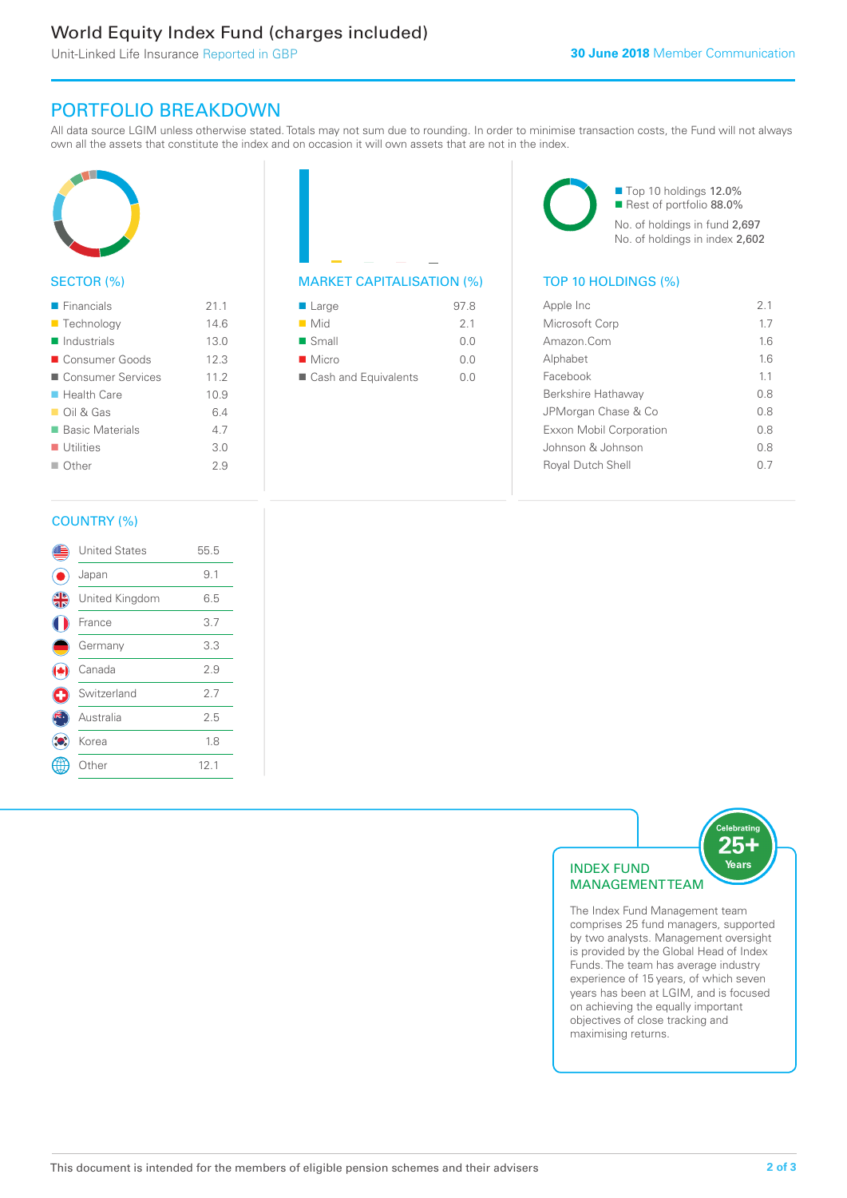World Equity Index Fund (charges included)

Unit-Linked Life Insurance Reported in GBP

**30 June 2018** Member Communication

## PORTFOLIO BREAKDOWN

All data source LGIM unless otherwise stated. Totals may not sum due to rounding. In order to minimise transaction costs, the Fund will not always own all the assets that constitute the index and on occasion it will own assets that are not in the index.

### SECTOR (%)

| Sector | % |
|---|---|
| Financials | 21.1 |
| Technology | 14.6 |
| Industrials | 13.0 |
| Consumer Goods | 12.3 |
| Consumer Services | 11.2 |
| Health Care | 10.9 |
| Oil & Gas | 6.4 |
| Basic Materials | 4.7 |
| Utilities | 3.0 |
| Other | 2.9 |

### MARKET CAPITALISATION (%)

| Market Capitalisation | % |
|---|---|
| Large | 97.8 |
| Mid | 2.1 |
| Small | 0.0 |
| Micro | 0.0 |
| Cash and Equivalents | 0.0 |

Top 10 holdings 12.0%
Rest of portfolio 88.0%
No. of holdings in fund 2,697
No. of holdings in index 2,602

### TOP 10 HOLDINGS (%)

| Holding | % |
|---|---|
| Apple Inc | 2.1 |
| Microsoft Corp | 1.7 |
| Amazon.Com | 1.6 |
| Alphabet | 1.6 |
| Facebook | 1.1 |
| Berkshire Hathaway | 0.8 |
| JPMorgan Chase & Co | 0.8 |
| Exxon Mobil Corporation | 0.8 |
| Johnson & Johnson | 0.8 |
| Royal Dutch Shell | 0.7 |

### COUNTRY (%)

| Country | % |
|---|---|
| United States | 55.5 |
| Japan | 9.1 |
| United Kingdom | 6.5 |
| France | 3.7 |
| Germany | 3.3 |
| Canada | 2.9 |
| Switzerland | 2.7 |
| Australia | 2.5 |
| Korea | 1.8 |
| Other | 12.1 |

### INDEX FUND MANAGEMENT TEAM

Celebrating 25+ Years

The Index Fund Management team comprises 25 fund managers, supported by two analysts. Management oversight is provided by the Global Head of Index Funds. The team has average industry experience of 15 years, of which seven years has been at LGIM, and is focused on achieving the equally important objectives of close tracking and maximising returns.

This document is intended for the members of eligible pension schemes and their advisers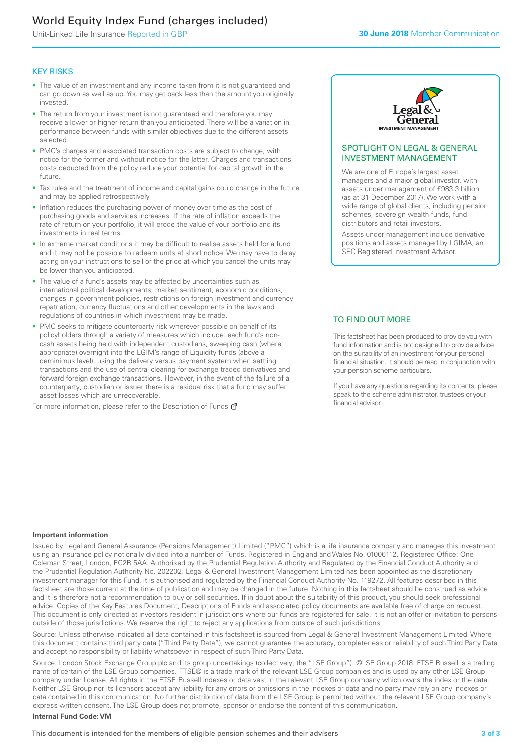## KEY RISKS

- The value of an investment and any income taken from it is not guaranteed and can go down as well as up. You may get back less than the amount you originally invested.
- The return from your investment is not guaranteed and therefore you may receive a lower or higher return than you anticipated. There will be a variation in performance between funds with similar objectives due to the different assets selected.
- PMC's charges and associated transaction costs are subject to change, with notice for the former and without notice for the latter. Charges and transactions costs deducted from the policy reduce your potential for capital growth in the future.
- Tax rules and the treatment of income and capital gains could change in the future and may be applied retrospectively.
- Inflation reduces the purchasing power of money over time as the cost of purchasing goods and services increases. If the rate of inflation exceeds the rate of return on your portfolio, it will erode the value of your portfolio and its investments in real terms.
- In extreme market conditions it may be difficult to realise assets held for a fund and it may not be possible to redeem units at short notice. We may have to delay acting on your instructions to sell or the price at which you cancel the units may be lower than you anticipated.
- The value of a fund's assets may be affected by uncertainties such as international political developments, market sentiment, economic conditions, changes in government policies, restrictions on foreign investment and currency repatriation, currency fluctuations and other developments in the laws and regulations of countries in which investment may be made.
- PMC seeks to mitigate counterparty risk wherever possible on behalf of its policyholders through a variety of measures which include: each fund's non-cash assets being held with independent custodians, sweeping cash (where appropriate) overnight into the LGIM's range of Liquidity funds (above a deminimus level), using the delivery versus payment system when settling transactions and the use of central clearing for exchange traded derivatives and forward foreign exchange transactions. However, in the event of the failure of a counterparty, custodian or issuer there is a residual risk that a fund may suffer asset losses which are unrecoverable.

For more information, please refer to the Description of Funds

## SPOTLIGHT ON LEGAL & GENERAL INVESTMENT MANAGEMENT

We are one of Europe's largest asset managers and a major global investor, with assets under management of £983.3 billion (as at 31 December 2017). We work with a wide range of global clients, including pension schemes, sovereign wealth funds, fund distributors and retail investors.

Assets under management include derivative positions and assets managed by LGIMA, an SEC Registered Investment Advisor.

## TO FIND OUT MORE

This factsheet has been produced to provide you with fund information and is not designed to provide advice on the suitability of an investment for your personal financial situation. It should be read in conjunction with your pension scheme particulars.

If you have any questions regarding its contents, please speak to the scheme administrator, trustees or your financial advisor.

**Important information**

Issued by Legal and General Assurance (Pensions Management) Limited ("PMC") which is a life insurance company and manages this investment using an insurance policy notionally divided into a number of Funds. Registered in England and Wales No. 01006112. Registered Office: One Coleman Street, London, EC2R 5AA. Authorised by the Prudential Regulation Authority and Regulated by the Financial Conduct Authority and the Prudential Regulation Authority No. 202202. Legal & General Investment Management Limited has been appointed as the discretionary investment manager for this Fund, it is authorised and regulated by the Financial Conduct Authority No. 119272. All features described in this factsheet are those current at the time of publication and may be changed in the future. Nothing in this factsheet should be construed as advice and it is therefore not a recommendation to buy or sell securities. If in doubt about the suitability of this product, you should seek professional advice. Copies of the Key Features Document, Descriptions of Funds and associated policy documents are available free of charge on request. This document is only directed at investors resident in jurisdictions where our funds are registered for sale. It is not an offer or invitation to persons outside of those jurisdictions. We reserve the right to reject any applications from outside of such jurisdictions.

Source: Unless otherwise indicated all data contained in this factsheet is sourced from Legal & General Investment Management Limited. Where this document contains third party data ("Third Party Data"), we cannot guarantee the accuracy, completeness or reliability of such Third Party Data and accept no responsibility or liability whatsoever in respect of such Third Party Data.

Source: London Stock Exchange Group plc and its group undertakings (collectively, the "LSE Group"). ©LSE Group 2018. FTSE Russell is a trading name of certain of the LSE Group companies. FTSE® is a trade mark of the relevant LSE Group companies and is used by any other LSE Group company under license. All rights in the FTSE Russell indexes or data vest in the relevant LSE Group company which owns the index or the data. Neither LSE Group nor its licensors accept any liability for any errors or omissions in the indexes or data and no party may rely on any indexes or data contained in this communication. No further distribution of data from the LSE Group is permitted without the relevant LSE Group company's express written consent. The LSE Group does not promote, sponsor or endorse the content of this communication.

**Internal Fund Code: VM**